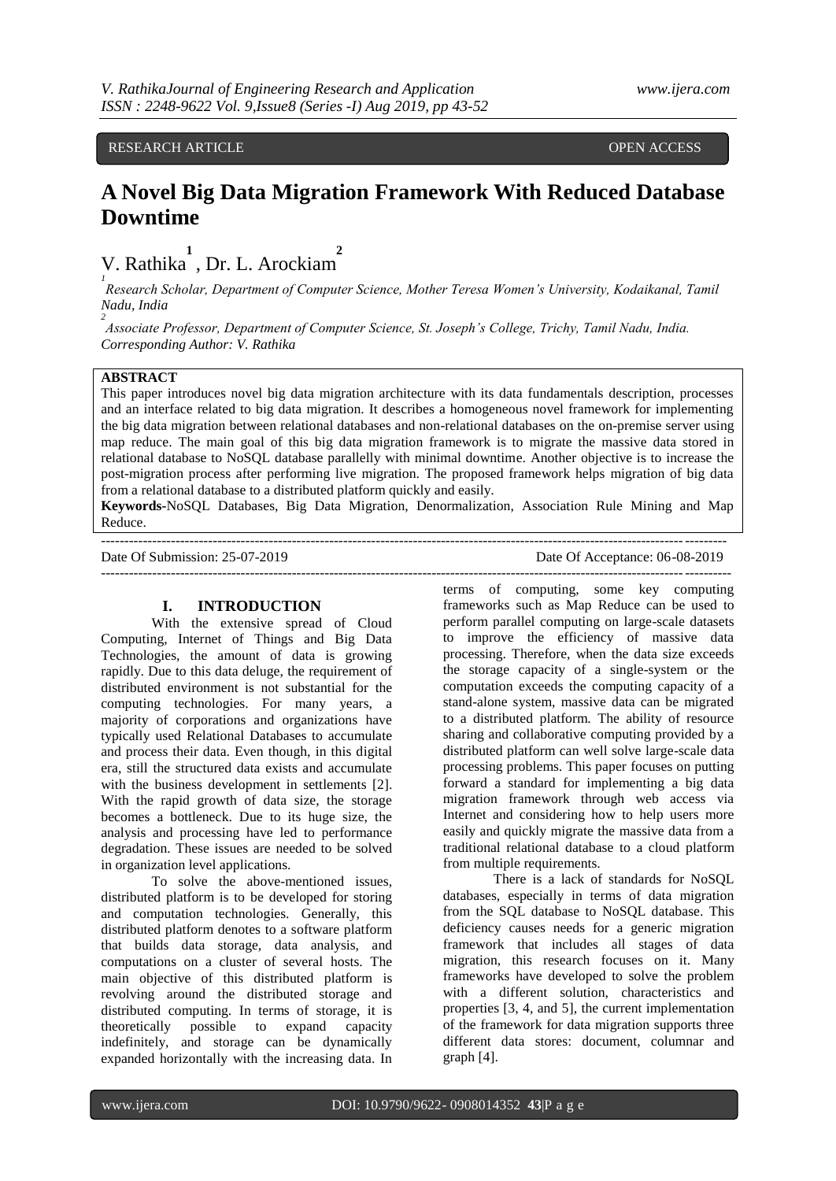RESEARCH ARTICLE OPEN ACCESS

# A Novel Big Data Migration Framework With Reduced Database Downtime

V. Rathika[1], Dr. L. Arockiam[2]

[1] Research Scholar, Department of Computer Science, Mother Teresa Women's University, Kodaikanal, Tamil Nadu, India

[2] Associate Professor, Department of Computer Science, St. Joseph's College, Trichy, Tamil Nadu, India.

*Corresponding Author: V. Rathika*

**ABSTRACT**

This paper introduces novel big data migration architecture with its data fundamentals description, processes and an interface related to big data migration. It describes a homogeneous novel framework for implementing the big data migration between relational databases and non-relational databases on the on-premise server using map reduce. The main goal of this big data migration framework is to migrate the massive data stored in relational database to NoSQL database parallelly with minimal downtime. Another objective is to increase the post-migration process after performing live migration. The proposed framework helps migration of big data from a relational database to a distributed platform quickly and easily.

**Keywords**-NoSQL Databases, Big Data Migration, Denormalization, Association Rule Mining and Map Reduce.

---

Date Of Submission: 25-07-2019 Date Of Acceptance: 06-08-2019

---

## I. INTRODUCTION

With the extensive spread of Cloud Computing, Internet of Things and Big Data Technologies, the amount of data is growing rapidly. Due to this data deluge, the requirement of distributed environment is not substantial for the computing technologies. For many years, a majority of corporations and organizations have typically used Relational Databases to accumulate and process their data. Even though, in this digital era, still the structured data exists and accumulate with the business development in settlements [2]. With the rapid growth of data size, the storage becomes a bottleneck. Due to its huge size, the analysis and processing have led to performance degradation. These issues are needed to be solved in organization level applications.

To solve the above-mentioned issues, distributed platform is to be developed for storing and computation technologies. Generally, this distributed platform denotes to a software platform that builds data storage, data analysis, and computations on a cluster of several hosts. The main objective of this distributed platform is revolving around the distributed storage and distributed computing. In terms of storage, it is theoretically possible to expand capacity indefinitely, and storage can be dynamically expanded horizontally with the increasing data. In terms of computing, some key computing frameworks such as Map Reduce can be used to perform parallel computing on large-scale datasets to improve the efficiency of massive data processing. Therefore, when the data size exceeds the storage capacity of a single-system or the computation exceeds the computing capacity of a stand-alone system, massive data can be migrated to a distributed platform. The ability of resource sharing and collaborative computing provided by a distributed platform can well solve large-scale data processing problems. This paper focuses on putting forward a standard for implementing a big data migration framework through web access via Internet and considering how to help users more easily and quickly migrate the massive data from a traditional relational database to a cloud platform from multiple requirements.

There is a lack of standards for NoSQL databases, especially in terms of data migration from the SQL database to NoSQL database. This deficiency causes needs for a generic migration framework that includes all stages of data migration, this research focuses on it. Many frameworks have developed to solve the problem with a different solution, characteristics and properties [3, 4, and 5], the current implementation of the framework for data migration supports three different data stores: document, columnar and graph [4].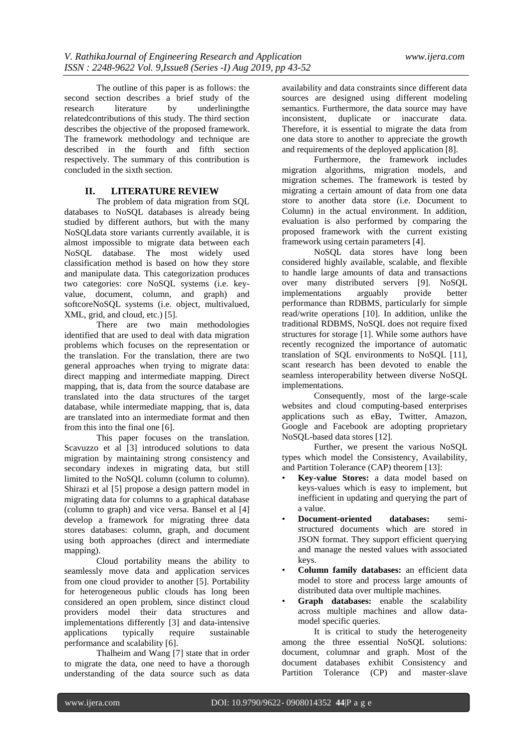The outline of this paper is as follows: the second section describes a brief study of the research literature by underliningthe relatedcontributions of this study. The third section describes the objective of the proposed framework. The framework methodology and technique are described in the fourth and fifth section respectively. The summary of this contribution is concluded in the sixth section.

## II. LITERATURE REVIEW

The problem of data migration from SQL databases to NoSQL databases is already being studied by different authors, but with the many NoSQLdata store variants currently available, it is almost impossible to migrate data between each NoSQL database. The most widely used classification method is based on how they store and manipulate data. This categorization produces two categories: core NoSQL systems (i.e. key-value, document, column, and graph) and softcoreNoSQL systems (i.e. object, multivalued, XML, grid, and cloud, etc.) [5].

There are two main methodologies identified that are used to deal with data migration problems which focuses on the representation or the translation. For the translation, there are two general approaches when trying to migrate data: direct mapping and intermediate mapping. Direct mapping, that is, data from the source database are translated into the data structures of the target database, while intermediate mapping, that is, data are translated into an intermediate format and then from this into the final one [6].

This paper focuses on the translation. Scavuzzo et al [3] introduced solutions to data migration by maintaining strong consistency and secondary indexes in migrating data, but still limited to the NoSQL column (column to column). Shirazi et al [5] propose a design pattern model in migrating data for columns to a graphical database (column to graph) and vice versa. Bansel et al [4] develop a framework for migrating three data stores databases: column, graph, and document using both approaches (direct and intermediate mapping).

Cloud portability means the ability to seamlessly move data and application services from one cloud provider to another [5]. Portability for heterogeneous public clouds has long been considered an open problem, since distinct cloud providers model their data structures and implementations differently [3] and data-intensive applications typically require sustainable performance and scalability [6].

Thalheim and Wang [7] state that in order to migrate the data, one need to have a thorough understanding of the data source such as data availability and data constraints since different data sources are designed using different modeling semantics. Furthermore, the data source may have inconsistent, duplicate or inaccurate data. Therefore, it is essential to migrate the data from one data store to another to appreciate the growth and requirements of the deployed application [8].

Furthermore, the framework includes migration algorithms, migration models, and migration schemes. The framework is tested by migrating a certain amount of data from one data store to another data store (i.e. Document to Column) in the actual environment. In addition, evaluation is also performed by comparing the proposed framework with the current existing framework using certain parameters [4].

NoSQL data stores have long been considered highly available, scalable, and flexible to handle large amounts of data and transactions over many distributed servers [9]. NoSQL implementations arguably provide better performance than RDBMS, particularly for simple read/write operations [10]. In addition, unlike the traditional RDBMS, NoSQL does not require fixed structures for storage [1]. While some authors have recently recognized the importance of automatic translation of SQL environments to NoSQL [11], scant research has been devoted to enable the seamless interoperability between diverse NoSQL implementations.

Consequently, most of the large-scale websites and cloud computing-based enterprises applications such as eBay, Twitter, Amazon, Google and Facebook are adopting proprietary NoSQL-based data stores [12].

Further, we present the various NoSQL types which model the Consistency, Availability, and Partition Tolerance (CAP) theorem [13]:

- **Key-value Stores:** a data model based on keys-values which is easy to implement, but inefficient in updating and querying the part of a value.
- **Document-oriented databases:** semi-structured documents which are stored in JSON format. They support efficient querying and manage the nested values with associated keys.
- **Column family databases:** an efficient data model to store and process large amounts of distributed data over multiple machines.
- **Graph databases:** enable the scalability across multiple machines and allow data-model specific queries.

It is critical to study the heterogeneity among the three essential NoSQL solutions: document, columnar and graph. Most of the document databases exhibit Consistency and Partition Tolerance (CP) and master-slave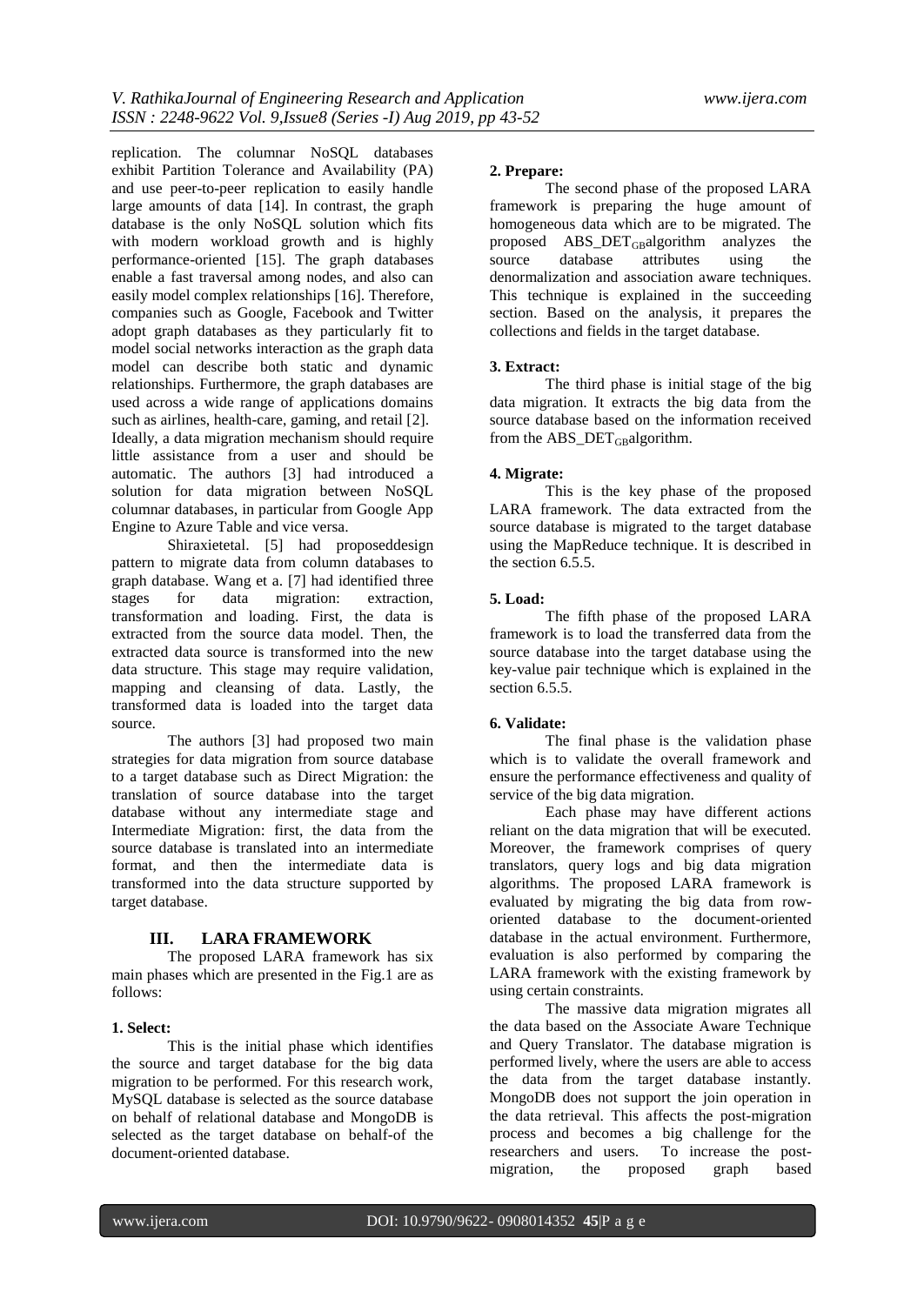replication. The columnar NoSQL databases exhibit Partition Tolerance and Availability (PA) and use peer-to-peer replication to easily handle large amounts of data [14]. In contrast, the graph database is the only NoSQL solution which fits with modern workload growth and is highly performance-oriented [15]. The graph databases enable a fast traversal among nodes, and also can easily model complex relationships [16]. Therefore, companies such as Google, Facebook and Twitter adopt graph databases as they particularly fit to model social networks interaction as the graph data model can describe both static and dynamic relationships. Furthermore, the graph databases are used across a wide range of applications domains such as airlines, health-care, gaming, and retail [2].
Ideally, a data migration mechanism should require little assistance from a user and should be automatic. The authors [3] had introduced a solution for data migration between NoSQL columnar databases, in particular from Google App Engine to Azure Table and vice versa.

Shiraxietetal. [5] had proposeddesign pattern to migrate data from column databases to graph database. Wang et a. [7] had identified three stages for data migration: extraction, transformation and loading. First, the data is extracted from the source data model. Then, the extracted data source is transformed into the new data structure. This stage may require validation, mapping and cleansing of data. Lastly, the transformed data is loaded into the target data source.

The authors [3] had proposed two main strategies for data migration from source database to a target database such as Direct Migration: the translation of source database into the target database without any intermediate stage and Intermediate Migration: first, the data from the source database is translated into an intermediate format, and then the intermediate data is transformed into the data structure supported by target database.

# III. LARA FRAMEWORK

The proposed LARA framework has six main phases which are presented in the Fig.1 are as follows:

**1. Select:**

This is the initial phase which identifies the source and target database for the big data migration to be performed. For this research work, MySQL database is selected as the source database on behalf of relational database and MongoDB is selected as the target database on behalf-of the document-oriented database.

**2. Prepare:**

The second phase of the proposed LARA framework is preparing the huge amount of homogeneous data which are to be migrated. The proposed $ABS\_DET_{GB}$algorithm analyzes the source database attributes using the denormalization and association aware techniques. This technique is explained in the succeeding section. Based on the analysis, it prepares the collections and fields in the target database.

**3. Extract:**

The third phase is initial stage of the big data migration. It extracts the big data from the source database based on the information received from the $ABS\_DET_{GB}$algorithm.

**4. Migrate:**

This is the key phase of the proposed LARA framework. The data extracted from the source database is migrated to the target database using the MapReduce technique. It is described in the section 6.5.5.

**5. Load:**

The fifth phase of the proposed LARA framework is to load the transferred data from the source database into the target database using the key-value pair technique which is explained in the section 6.5.5.

**6. Validate:**

The final phase is the validation phase which is to validate the overall framework and ensure the performance effectiveness and quality of service of the big data migration.

Each phase may have different actions reliant on the data migration that will be executed. Moreover, the framework comprises of query translators, query logs and big data migration algorithms. The proposed LARA framework is evaluated by migrating the big data from row-oriented database to the document-oriented database in the actual environment. Furthermore, evaluation is also performed by comparing the LARA framework with the existing framework by using certain constraints.

The massive data migration migrates all the data based on the Associate Aware Technique and Query Translator. The database migration is performed lively, where the users are able to access the data from the target database instantly. MongoDB does not support the join operation in the data retrieval. This affects the post-migration process and becomes a big challenge for the researchers and users. To increase the post-migration, the proposed graph based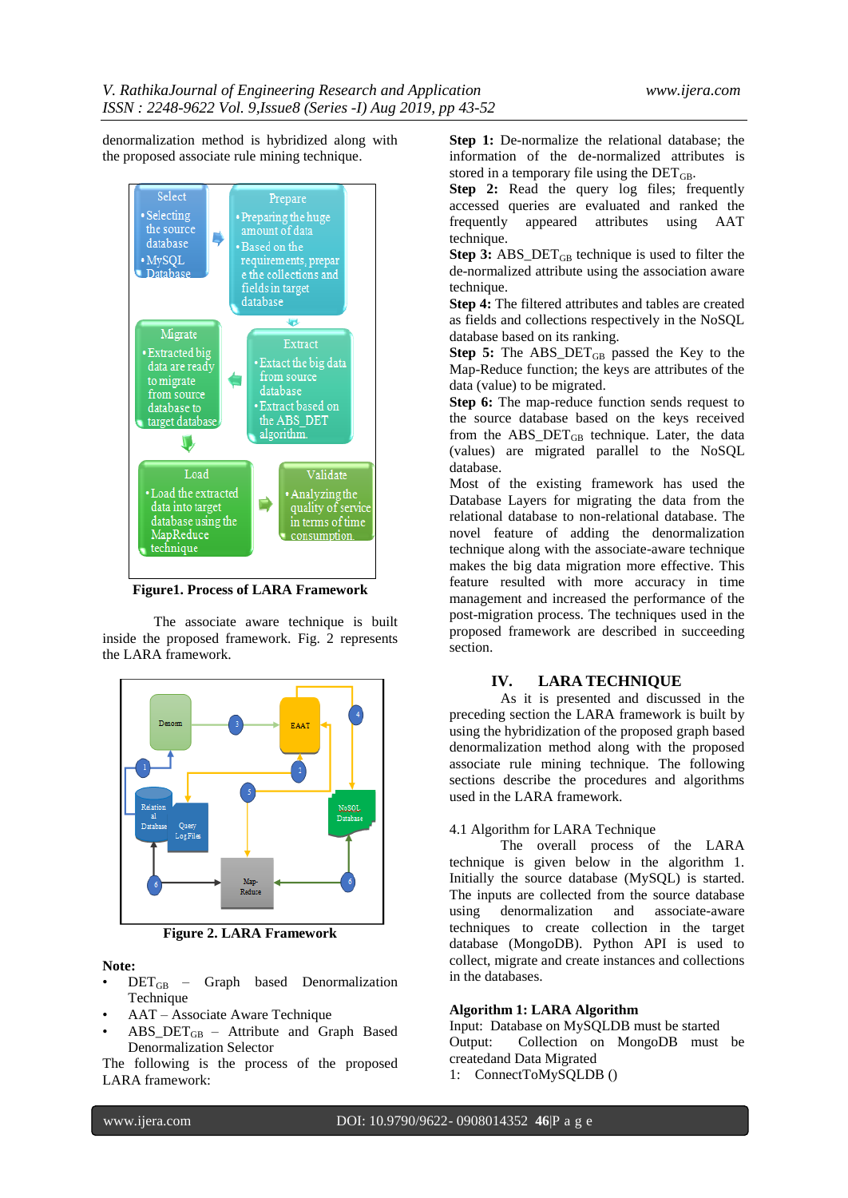denormalization method is hybridized along with the proposed associate rule mining technique.

**Figure1. Process of LARA Framework**

The associate aware technique is built inside the proposed framework. Fig. 2 represents the LARA framework.

**Figure 2. LARA Framework**

**Note:**

- $DET_{GB}$ – Graph based Denormalization Technique
- AAT – Associate Aware Technique
- $ABS\_DET_{GB}$ – Attribute and Graph Based Denormalization Selector

The following is the process of the proposed LARA framework:

**Step 1:** De-normalize the relational database; the information of the de-normalized attributes is stored in a temporary file using the $DET_{GB}$.

**Step 2:** Read the query log files; frequently accessed queries are evaluated and ranked the frequently appeared attributes using AAT technique.

**Step 3:** $ABS\_DET_{GB}$ technique is used to filter the de-normalized attribute using the association aware technique.

**Step 4:** The filtered attributes and tables are created as fields and collections respectively in the NoSQL database based on its ranking.

**Step 5:** The $ABS\_DET_{GB}$ passed the Key to the Map-Reduce function; the keys are attributes of the data (value) to be migrated.

**Step 6:** The map-reduce function sends request to the source database based on the keys received from the $ABS\_DET_{GB}$ technique. Later, the data (values) are migrated parallel to the NoSQL database.

Most of the existing framework has used the Database Layers for migrating the data from the relational database to non-relational database. The novel feature of adding the denormalization technique along with the associate-aware technique makes the big data migration more effective. This feature resulted with more accuracy in time management and increased the performance of the post-migration process. The techniques used in the proposed framework are described in succeeding section.

## IV. LARA TECHNIQUE

As it is presented and discussed in the preceding section the LARA framework is built by using the hybridization of the proposed graph based denormalization method along with the proposed associate rule mining technique. The following sections describe the procedures and algorithms used in the LARA framework.

### 4.1 Algorithm for LARA Technique

The overall process of the LARA technique is given below in the algorithm 1. Initially the source database (MySQL) is started. The inputs are collected from the source database using denormalization and associate-aware techniques to create collection in the target database (MongoDB). Python API is used to collect, migrate and create instances and collections in the databases.

**Algorithm 1: LARA Algorithm**

Input: Database on MySQLDB must be started

Output: Collection on MongoDB must be createdand Data Migrated

1: ConnectToMySQLDB ()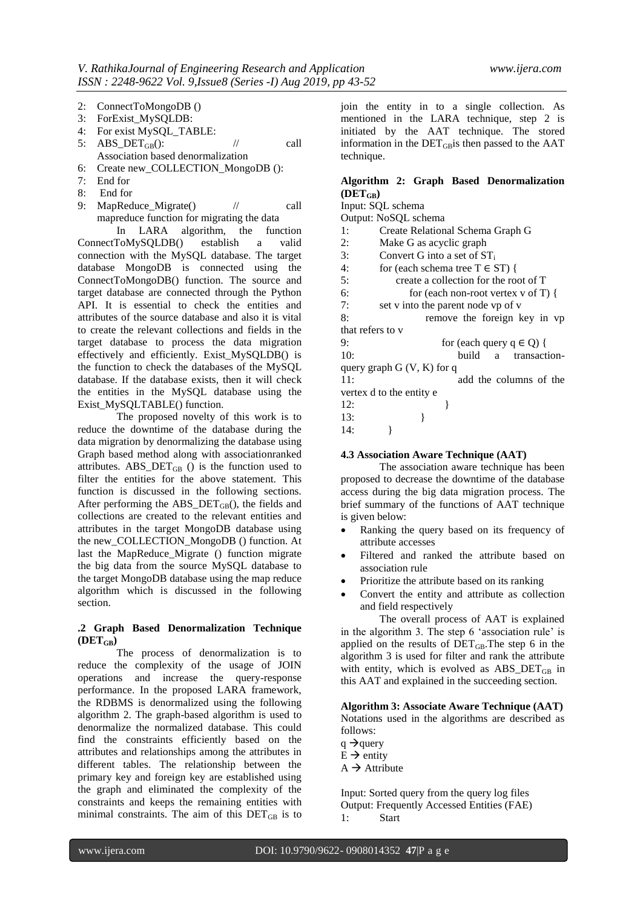2: ConnectToMongoDB ()
3: ForExist_MySQLDB:
4: For exist MySQL_TABLE:
5: $ABS\_DET_{GB}$(): // call Association based denormalization
6: Create new_COLLECTION_MongoDB ():
7: End for
8: End for
9: MapReduce_Migrate() // call mapreduce function for migrating the data

In LARA algorithm, the function ConnectToMySQLDB() establish a valid connection with the MySQL database. The target database MongoDB is connected using the ConnectToMongoDB() function. The source and target database are connected through the Python API. It is essential to check the entities and attributes of the source database and also it is vital to create the relevant collections and fields in the target database to process the data migration effectively and efficiently. Exist_MySQLDB() is the function to check the databases of the MySQL database. If the database exists, then it will check the entities in the MySQL database using the Exist_MySQLTABLE() function.

The proposed novelty of this work is to reduce the downtime of the database during the data migration by denormalizing the database using Graph based method along with associationranked attributes. $ABS\_DET_{GB}$ () is the function used to filter the entities for the above statement. This function is discussed in the following sections. After performing the $ABS\_DET_{GB}$(), the fields and collections are created to the relevant entities and attributes in the target MongoDB database using the new_COLLECTION_MongoDB () function. At last the MapReduce_Migrate () function migrate the big data from the source MySQL database to the target MongoDB database using the map reduce algorithm which is discussed in the following section.

### .2 Graph Based Denormalization Technique ($DET_{GB}$)

The process of denormalization is to reduce the complexity of the usage of JOIN operations and increase the query-response performance. In the proposed LARA framework, the RDBMS is denormalized using the following algorithm 2. The graph-based algorithm is used to denormalize the normalized database. This could find the constraints efficiently based on the attributes and relationships among the attributes in different tables. The relationship between the primary key and foreign key are established using the graph and eliminated the complexity of the constraints and keeps the remaining entities with minimal constraints. The aim of this $DET_{GB}$ is to join the entity in to a single collection. As mentioned in the LARA technique, step 2 is initiated by the AAT technique. The stored information in the $DET_{GB}$is then passed to the AAT technique.

**Algorithm 2: Graph Based Denormalization ($DET_{GB}$)**

Input: SQL schema
Output: NoSQL schema

1: Create Relational Schema Graph G
2: Make G as acyclic graph
3: Convert G into a set of $ST_i$
4: for (each schema tree $T \in ST$) {
5: create a collection for the root of T
6: for (each non-root vertex v of T) {
7: set v into the parent node vp of v
8: remove the foreign key in vp that refers to v
9: for (each query $q \in Q$) {
10: build a transaction-query graph G (V, K) for q
11: add the columns of the vertex d to the entity e
12: }
13: }
14: }

### 4.3 Association Aware Technique (AAT)

The association aware technique has been proposed to decrease the downtime of the database access during the big data migration process. The brief summary of the functions of AAT technique is given below:

- Ranking the query based on its frequency of attribute accesses
- Filtered and ranked the attribute based on association rule
- Prioritize the attribute based on its ranking
- Convert the entity and attribute as collection and field respectively

The overall process of AAT is explained in the algorithm 3. The step 6 'association rule' is applied on the results of $DET_{GB}$.The step 6 in the algorithm 3 is used for filter and rank the attribute with entity, which is evolved as $ABS\_DET_{GB}$ in this AAT and explained in the succeeding section.

**Algorithm 3: Associate Aware Technique (AAT)**

Notations used in the algorithms are described as follows:

q → query
E → entity
A → Attribute

Input: Sorted query from the query log files
Output: Frequently Accessed Entities (FAE)

1: Start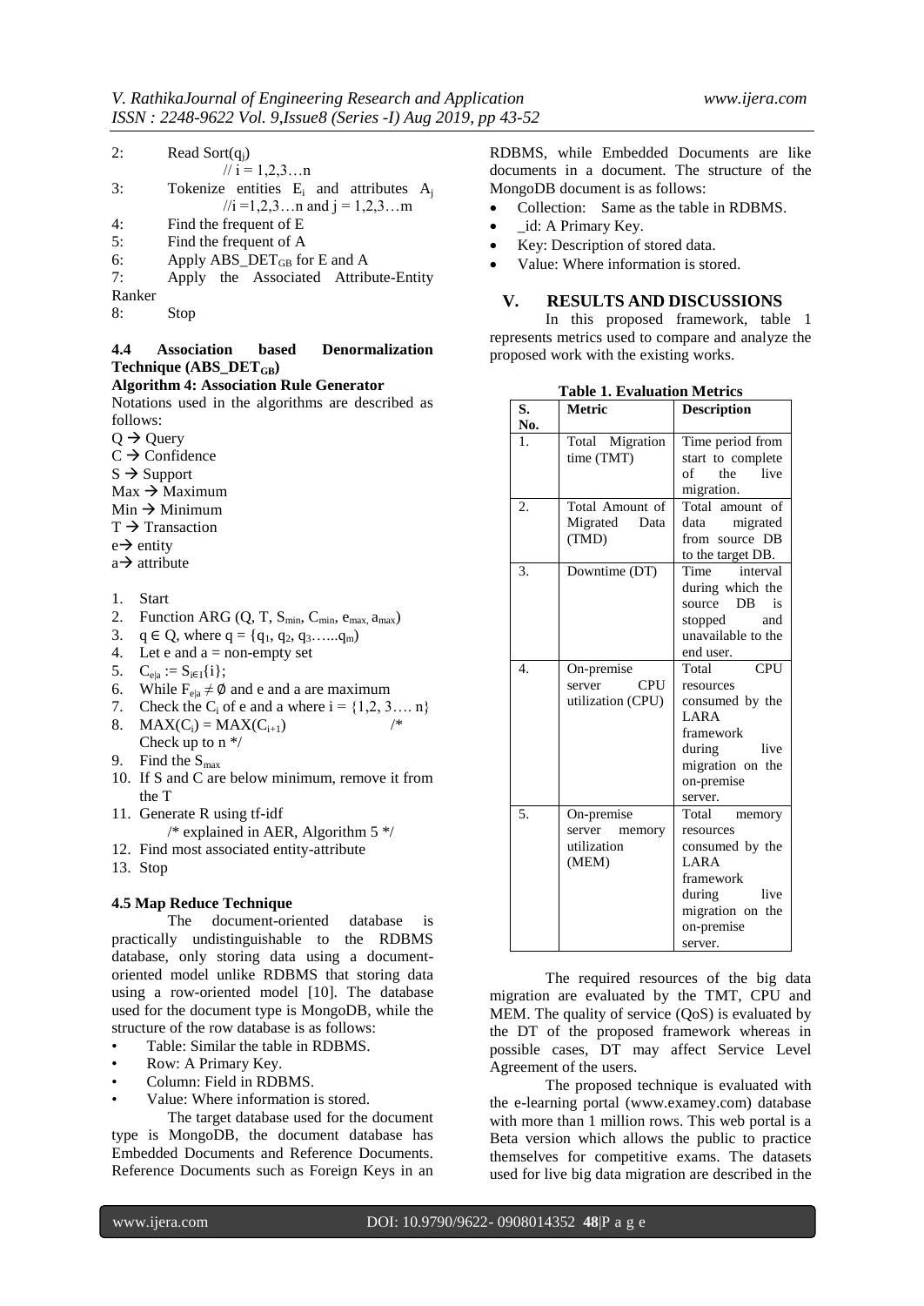2: Read Sort($q_j$)
// $i = 1,2,3\ldots n$

3: Tokenize entities $E_i$ and attributes $A_j$ //$i = 1,2,3\ldots n$ and $j = 1,2,3\ldots m$

4: Find the frequent of E

5: Find the frequent of A

6: Apply $ABS\_DET_{GB}$ for E and A

7: Apply the Associated Attribute-Entity Ranker

8: Stop

### 4.4 Association based Denormalization Technique ($ABS\_DET_{GB}$)

**Algorithm 4: Association Rule Generator**

Notations used in the algorithms are described as follows:

Q → Query
C → Confidence
S → Support
Max → Maximum
Min → Minimum
T → Transaction
e→ entity
a→ attribute

1. Start
2. Function ARG (Q, T, $S_{min}$, $C_{min}$, $e_{max,}$ $a_{max}$)
3. $q \in Q$, where $q = \{q_1, q_2, q_3\ldots\ldots q_m\}$
4. Let e and a = non-empty set
5. $C_{e|a} := S_{i\in I}\{i\}$;
6. While $F_{e|a} \neq \emptyset$ and e and a are maximum
7. Check the $C_i$ of e and a where $i = \{1,2, 3\ldots. n\}$
8. $MAX(C_i) = MAX(C_{i+1})$ /* Check up to n */
9. Find the $S_{max}$
10. If S and C are below minimum, remove it from the T
11. Generate R using tf-idf
    /* explained in AER, Algorithm 5 */
12. Find most associated entity-attribute
13. Stop

### 4.5 Map Reduce Technique

The document-oriented database is practically undistinguishable to the RDBMS database, only storing data using a document-oriented model unlike RDBMS that storing data using a row-oriented model [10]. The database used for the document type is MongoDB, while the structure of the row database is as follows:

- Table: Similar the table in RDBMS.
- Row: A Primary Key.
- Column: Field in RDBMS.
- Value: Where information is stored.

The target database used for the document type is MongoDB, the document database has Embedded Documents and Reference Documents. Reference Documents such as Foreign Keys in an RDBMS, while Embedded Documents are like documents in a document. The structure of the MongoDB document is as follows:

- Collection: Same as the table in RDBMS.
- _id: A Primary Key.
- Key: Description of stored data.
- Value: Where information is stored.

## V. RESULTS AND DISCUSSIONS

In this proposed framework, table 1 represents metrics used to compare and analyze the proposed work with the existing works.

**Table 1. Evaluation Metrics**

| S. No. | Metric | Description |
|---|---|---|
| 1. | Total Migration time (TMT) | Time period from start to complete of the live migration. |
| 2. | Total Amount of Migrated Data (TMD) | Total amount of data migrated from source DB to the target DB. |
| 3. | Downtime (DT) | Time interval during which the source DB is stopped and unavailable to the end user. |
| 4. | On-premise server CPU utilization (CPU) | Total CPU resources consumed by the LARA framework during live migration on the on-premise server. |
| 5. | On-premise server memory utilization (MEM) | Total memory resources consumed by the LARA framework during live migration on the on-premise server. |

The required resources of the big data migration are evaluated by the TMT, CPU and MEM. The quality of service (QoS) is evaluated by the DT of the proposed framework whereas in possible cases, DT may affect Service Level Agreement of the users.

The proposed technique is evaluated with the e-learning portal (www.examey.com) database with more than 1 million rows. This web portal is a Beta version which allows the public to practice themselves for competitive exams. The datasets used for live big data migration are described in the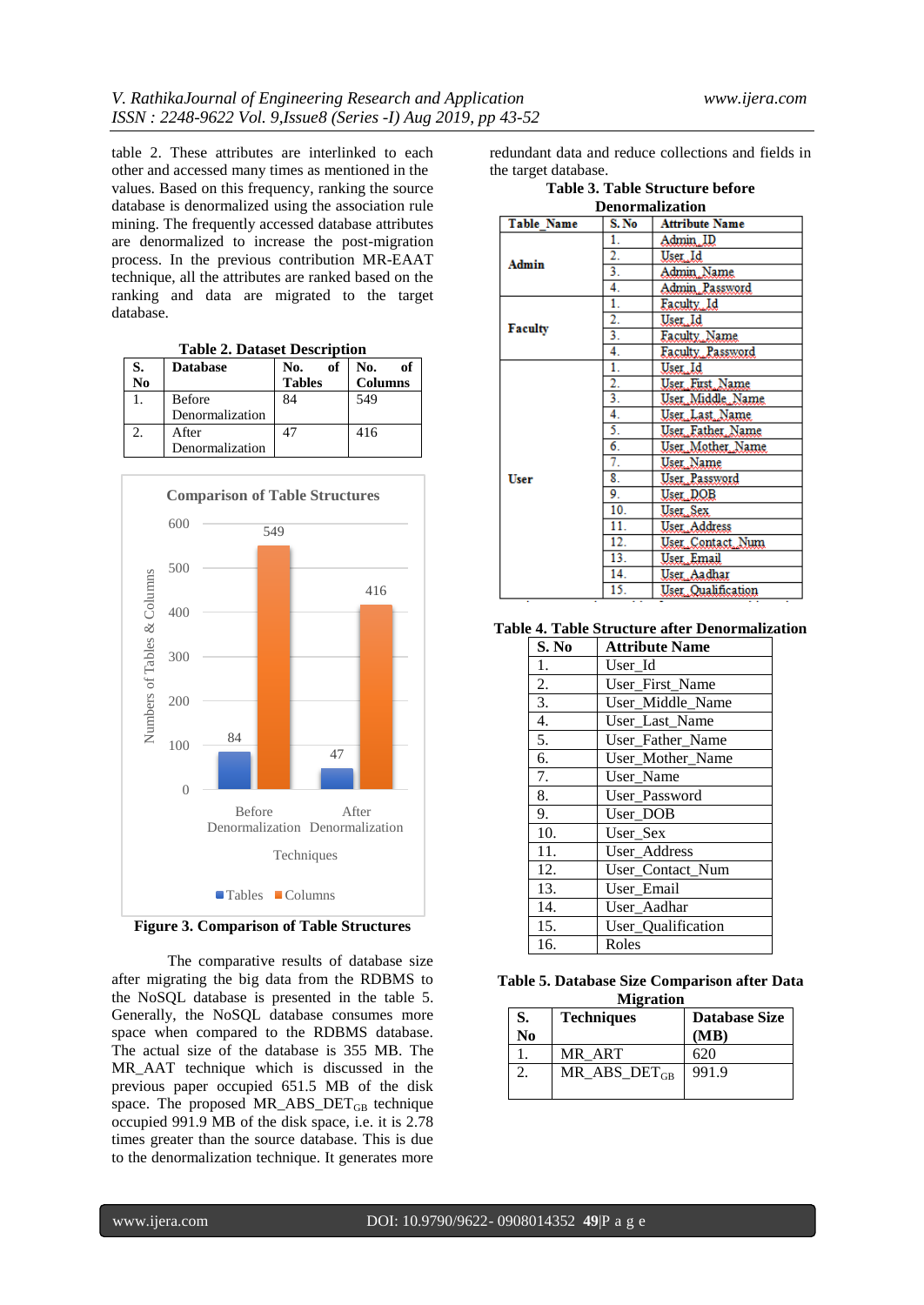table 2. These attributes are interlinked to each other and accessed many times as mentioned in the values. Based on this frequency, ranking the source database is denormalized using the association rule mining. The frequently accessed database attributes are denormalized to increase the post-migration process. In the previous contribution MR-EAAT technique, all the attributes are ranked based on the ranking and data are migrated to the target database.

**Table 2. Dataset Description**

| S. No | Database | No. of Tables | No. of Columns |
|---|---|---|---|
| 1. | Before Denormalization | 84 | 549 |
| 2. | After Denormalization | 47 | 416 |

**Comparison of Table Structures**

| Techniques | Tables | Columns |
|---|---|---|
| Before Denormalization | 84 | 549 |
| After Denormalization | 47 | 416 |

**Figure 3. Comparison of Table Structures**

The comparative results of database size after migrating the big data from the RDBMS to the NoSQL database is presented in the table 5. Generally, the NoSQL database consumes more space when compared to the RDBMS database. The actual size of the database is 355 MB. The MR_AAT technique which is discussed in the previous paper occupied 651.5 MB of the disk space. The proposed $MR\_ABS\_DET_{GB}$ technique occupied 991.9 MB of the disk space, i.e. it is 2.78 times greater than the source database. This is due to the denormalization technique. It generates more redundant data and reduce collections and fields in the target database.

**Table 3. Table Structure before Denormalization**

| Table_Name | S. No | Attribute Name |
|---|---|---|
| Admin | 1. | Admin_ID |
| | 2. | User_Id |
| | 3. | Admin_Name |
| | 4. | Admin_Password |
| Faculty | 1. | Faculty_Id |
| | 2. | User_Id |
| | 3. | Faculty_Name |
| | 4. | Faculty_Password |
| User | 1. | User_Id |
| | 2. | User_First_Name |
| | 3. | User_Middle_Name |
| | 4. | User_Last_Name |
| | 5. | User_Father_Name |
| | 6. | User_Mother_Name |
| | 7. | User_Name |
| | 8. | User_Password |
| | 9. | User_DOB |
| | 10. | User_Sex |
| | 11. | User_Address |
| | 12. | User_Contact_Num |
| | 13. | User_Email |
| | 14. | User_Aadhar |
| | 15. | User_Qualification |

**Table 4. Table Structure after Denormalization**

| S. No | Attribute Name |
|---|---|
| 1. | User_Id |
| 2. | User_First_Name |
| 3. | User_Middle_Name |
| 4. | User_Last_Name |
| 5. | User_Father_Name |
| 6. | User_Mother_Name |
| 7. | User_Name |
| 8. | User_Password |
| 9. | User_DOB |
| 10. | User_Sex |
| 11. | User_Address |
| 12. | User_Contact_Num |
| 13. | User_Email |
| 14. | User_Aadhar |
| 15. | User_Qualification |
| 16. | Roles |

**Table 5. Database Size Comparison after Data Migration**

| S. No | Techniques | Database Size (MB) |
|---|---|---|
| 1. | MR_ART | 620 |
| 2. | $MR\_ABS\_DET_{GB}$ | 991.9 |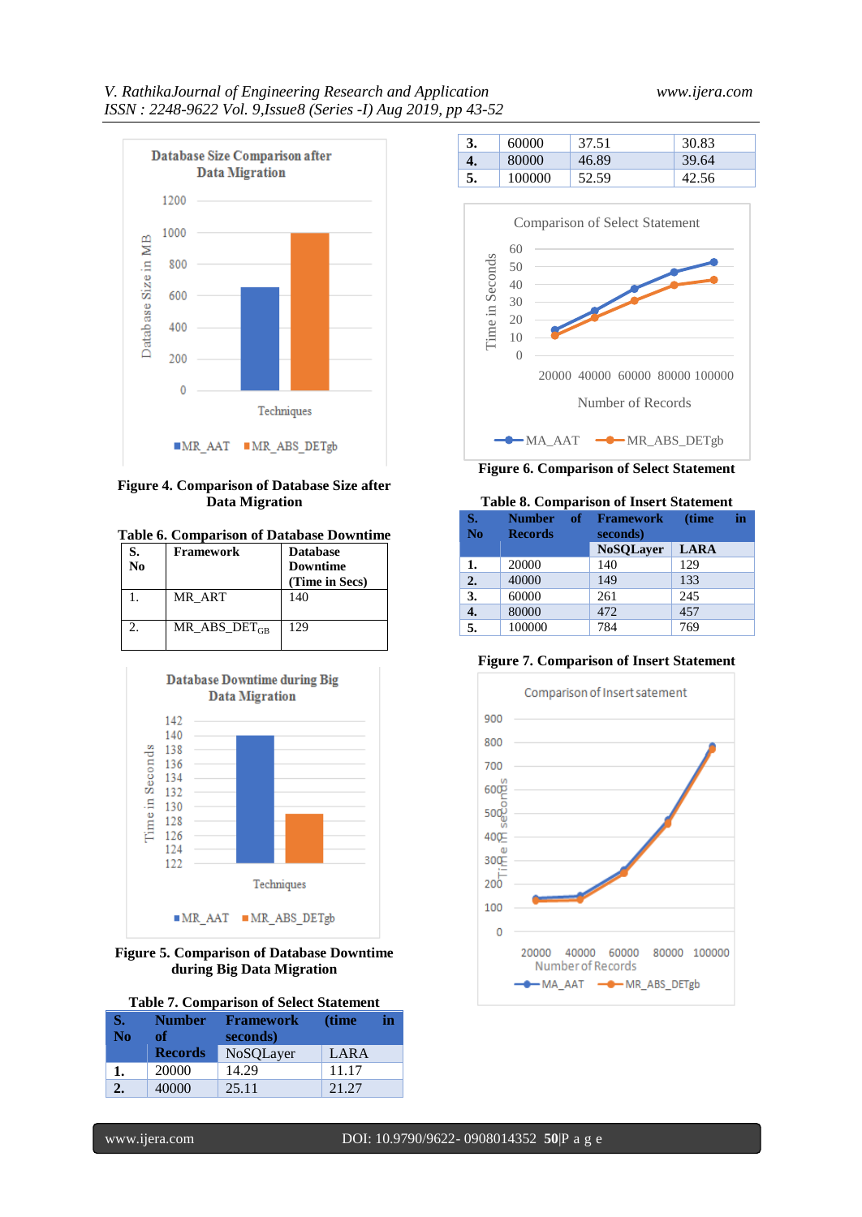Figure 4. Comparison of Database Size after Data Migration

**Table 6. Comparison of Database Downtime**

| S. No | Framework | Database Downtime (Time in Secs) |
|---|---|---|
| 1. | MR_ART | 140 |
| 2. | $MR\_ABS\_DET_{GB}$ | 129 |

Figure 5. Comparison of Database Downtime during Big Data Migration

**Table 7. Comparison of Select Statement**

| S. No | Number of Records | Framework (time in seconds) | |
|---|---|---|---|
| | | NoSQLayer | LARA |
| 1. | 20000 | 14.29 | 11.17 |
| 2. | 40000 | 25.11 | 21.27 |
| 3. | 60000 | 37.51 | 30.83 |
| 4. | 80000 | 46.89 | 39.64 |
| 5. | 100000 | 52.59 | 42.56 |

Figure 6. Comparison of Select Statement

**Table 8. Comparison of Insert Statement**

| S. No | Number of Records | Framework (time in seconds) | |
|---|---|---|---|
| | | NoSQLayer | LARA |
| 1. | 20000 | 140 | 129 |
| 2. | 40000 | 149 | 133 |
| 3. | 60000 | 261 | 245 |
| 4. | 80000 | 472 | 457 |
| 5. | 100000 | 784 | 769 |

Figure 7. Comparison of Insert Statement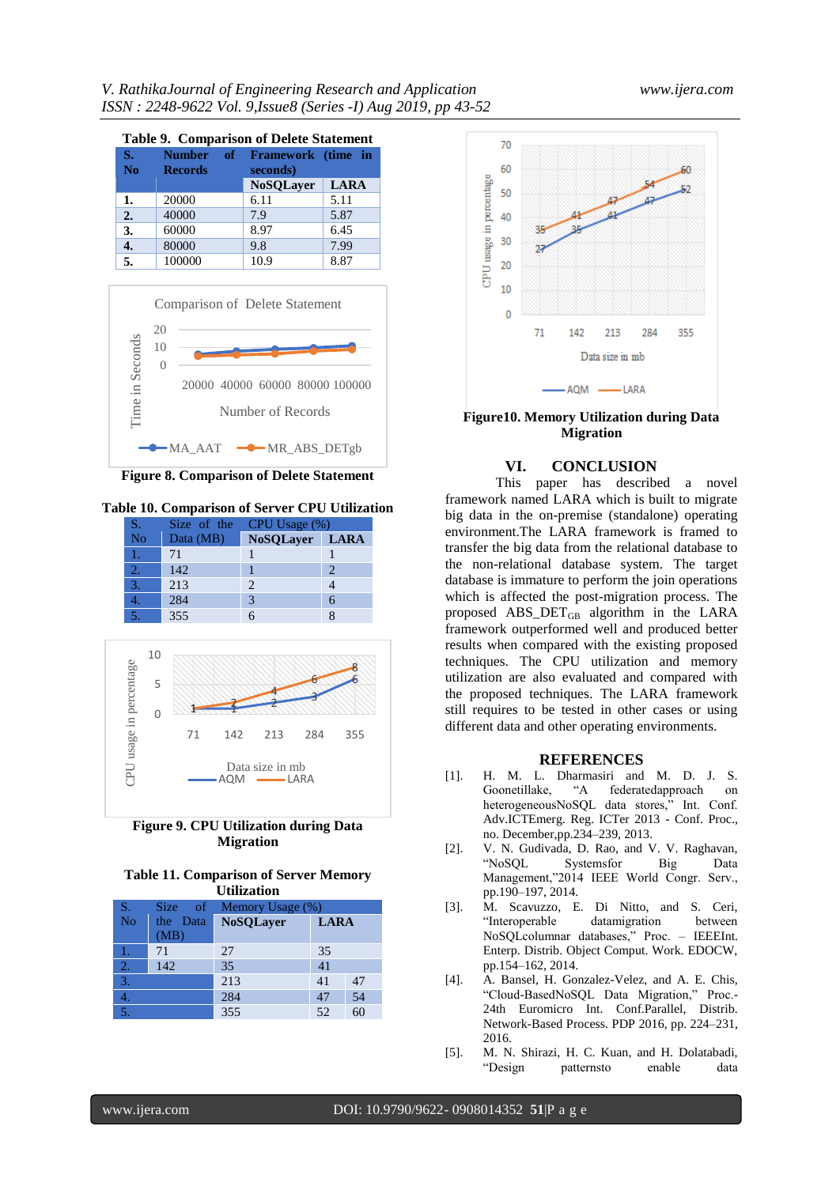**Table 9. Comparison of Delete Statement**

| S. No | Number of Records | Framework (time in seconds) | |
|---|---|---|---|
| | | NoSQLayer | LARA |
| 1. | 20000 | 6.11 | 5.11 |
| 2. | 40000 | 7.9 | 5.87 |
| 3. | 60000 | 8.97 | 6.45 |
| 4. | 80000 | 9.8 | 7.99 |
| 5. | 100000 | 10.9 | 8.87 |

**Figure 8. Comparison of Delete Statement**

**Table 10. Comparison of Server CPU Utilization**

| S. No | Size of the Data (MB) | CPU Usage (%) | |
|---|---|---|---|
| | | NoSQLayer | LARA |
| 1. | 71 | 1 | 1 |
| 2. | 142 | 1 | 2 |
| 3. | 213 | 2 | 4 |
| 4. | 284 | 3 | 6 |
| 5. | 355 | 6 | 8 |

**Figure 9. CPU Utilization during Data Migration**

**Table 11. Comparison of Server Memory Utilization**

| S. No | Size of the Data (MB) | Memory Usage (%) | |
|---|---|---|---|
| | | NoSQLayer | LARA |
| 1. | 71 | 27 | 35 |
| 2. | 142 | 35 | 41 |
| 3. | 213 | 41 | 47 |
| 4. | 284 | 47 | 54 |
| 5. | 355 | 52 | 60 |

**Figure10. Memory Utilization during Data Migration**

## VI. CONCLUSION

This paper has described a novel framework named LARA which is built to migrate big data in the on-premise (standalone) operating environment.The LARA framework is framed to transfer the big data from the relational database to the non-relational database system. The target database is immature to perform the join operations which is affected the post-migration process. The proposed ABS_DET$_{GB}$ algorithm in the LARA framework outperformed well and produced better results when compared with the existing proposed techniques. The CPU utilization and memory utilization are also evaluated and compared with the proposed techniques. The LARA framework still requires to be tested in other cases or using different data and other operating environments.

## REFERENCES

[1]. H. M. L. Dharmasiri and M. D. J. S. Goonetillake, "A federatedapproach on heterogeneousNoSQL data stores," Int. Conf. Adv.ICTEmerg. Reg. ICTer 2013 - Conf. Proc., no. December,pp.234–239, 2013.

[2]. V. N. Gudivada, D. Rao, and V. V. Raghavan, "NoSQL Systemsfor Big Data Management,"2014 IEEE World Congr. Serv., pp.190–197, 2014.

[3]. M. Scavuzzo, E. Di Nitto, and S. Ceri, "Interoperable datamigration between NoSQLcolumnar databases," Proc. – IEEEInt. Enterp. Distrib. Object Comput. Work. EDOCW, pp.154–162, 2014.

[4]. A. Bansel, H. Gonzalez-Velez, and A. E. Chis, "Cloud-BasedNoSQL Data Migration," Proc.- 24th Euromicro Int. Conf.Parallel, Distrib. Network-Based Process. PDP 2016, pp. 224–231, 2016.

[5]. M. N. Shirazi, H. C. Kuan, and H. Dolatabadi, "Design patternsto enable data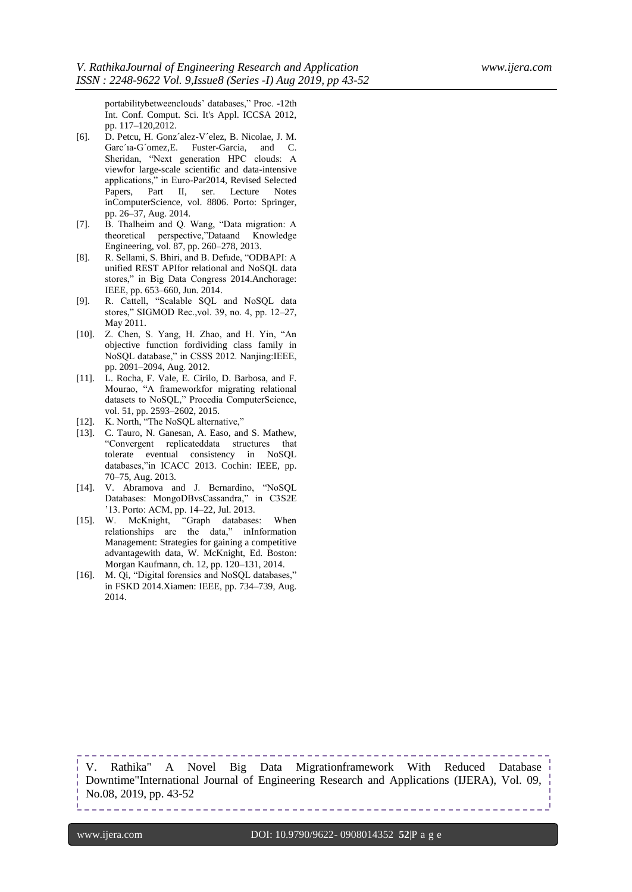portabilitybetweenclouds' databases," Proc. -12th Int. Conf. Comput. Sci. It's Appl. ICCSA 2012, pp. 117–120,2012.

[6]. D. Petcu, H. Gonz´alez-V´elez, B. Nicolae, J. M. Garc´ıa-G´omez,E. Fuster-Garcia, and C. Sheridan, "Next generation HPC clouds: A viewfor large-scale scientific and data-intensive applications," in Euro-Par2014, Revised Selected Papers, Part II, ser. Lecture Notes inComputerScience, vol. 8806. Porto: Springer, pp. 26–37, Aug. 2014.

[7]. B. Thalheim and Q. Wang, "Data migration: A theoretical perspective,"Dataand Knowledge Engineering, vol. 87, pp. 260–278, 2013.

[8]. R. Sellami, S. Bhiri, and B. Defude, "ODBAPI: A unified REST APIfor relational and NoSQL data stores," in Big Data Congress 2014.Anchorage: IEEE, pp. 653–660, Jun. 2014.

[9]. R. Cattell, "Scalable SQL and NoSQL data stores," SIGMOD Rec.,vol. 39, no. 4, pp. 12–27, May 2011.

[10]. Z. Chen, S. Yang, H. Zhao, and H. Yin, "An objective function fordividing class family in NoSQL database," in CSSS 2012. Nanjing:IEEE, pp. 2091–2094, Aug. 2012.

[11]. L. Rocha, F. Vale, E. Cirilo, D. Barbosa, and F. Mourao, "A frameworkfor migrating relational datasets to NoSQL," Procedia ComputerScience, vol. 51, pp. 2593–2602, 2015.

[12]. K. North, "The NoSQL alternative,"

[13]. C. Tauro, N. Ganesan, A. Easo, and S. Mathew, "Convergent replicateddata structures that tolerate eventual consistency in NoSQL databases,"in ICACC 2013. Cochin: IEEE, pp. 70–75, Aug. 2013.

[14]. V. Abramova and J. Bernardino, "NoSQL Databases: MongoDBvsCassandra," in C3S2E '13. Porto: ACM, pp. 14–22, Jul. 2013.

[15]. W. McKnight, "Graph databases: When relationships are the data," inInformation Management: Strategies for gaining a competitive advantagewith data, W. McKnight, Ed. Boston: Morgan Kaufmann, ch. 12, pp. 120–131, 2014.

[16]. M. Qi, "Digital forensics and NoSQL databases," in FSKD 2014.Xiamen: IEEE, pp. 734–739, Aug. 2014.

V. Rathika" A Novel Big Data Migrationframework With Reduced Database Downtime"International Journal of Engineering Research and Applications (IJERA), Vol. 09, No.08, 2019, pp. 43-52